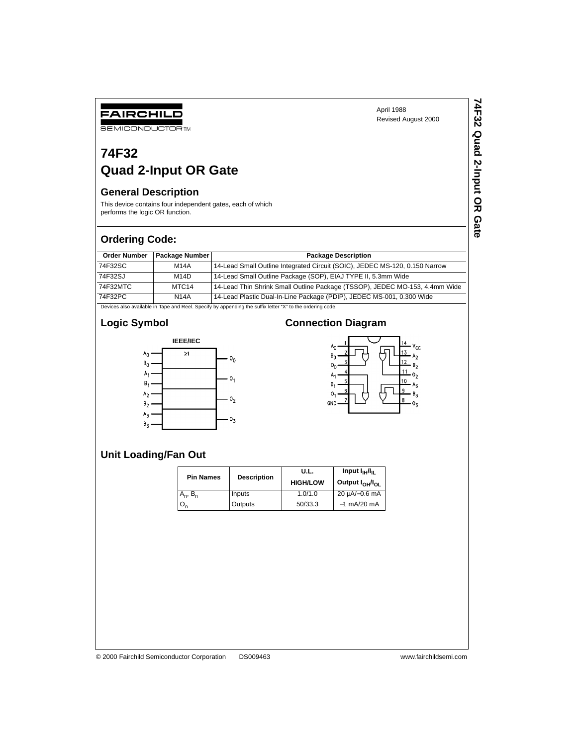April 1988
Revised August 2000

# 74F32
# Quad 2-Input OR Gate

## General Description

This device contains four independent gates, each of which performs the logic OR function.

## Ordering Code:

| Order Number | Package Number | Package Description |
|---|---|---|
| 74F32SC | M14A | 14-Lead Small Outline Integrated Circuit (SOIC), JEDEC MS-120, 0.150 Narrow |
| 74F32SJ | M14D | 14-Lead Small Outline Package (SOP), EIAJ TYPE II, 5.3mm Wide |
| 74F32MTC | MTC14 | 14-Lead Thin Shrink Small Outline Package (TSSOP), JEDEC MO-153, 4.4mm Wide |
| 74F32PC | N14A | 14-Lead Plastic Dual-In-Line Package (PDIP), JEDEC MS-001, 0.300 Wide |

Devices also available in Tape and Reel. Specify by appending the suffix letter "X" to the ordering code.

## Logic Symbol

IEEE/IEC

## Connection Diagram

## Unit Loading/Fan Out

| Pin Names | Description | U.L. HIGH/LOW | Input $I_{IH}/I_{IL}$ Output $I_{OH}/I_{OL}$ |
|---|---|---|---|
| $A_n$, $B_n$ | Inputs | 1.0/1.0 | 20 µA/−0.6 mA |
| $O_n$ | Outputs | 50/33.3 | −1 mA/20 mA |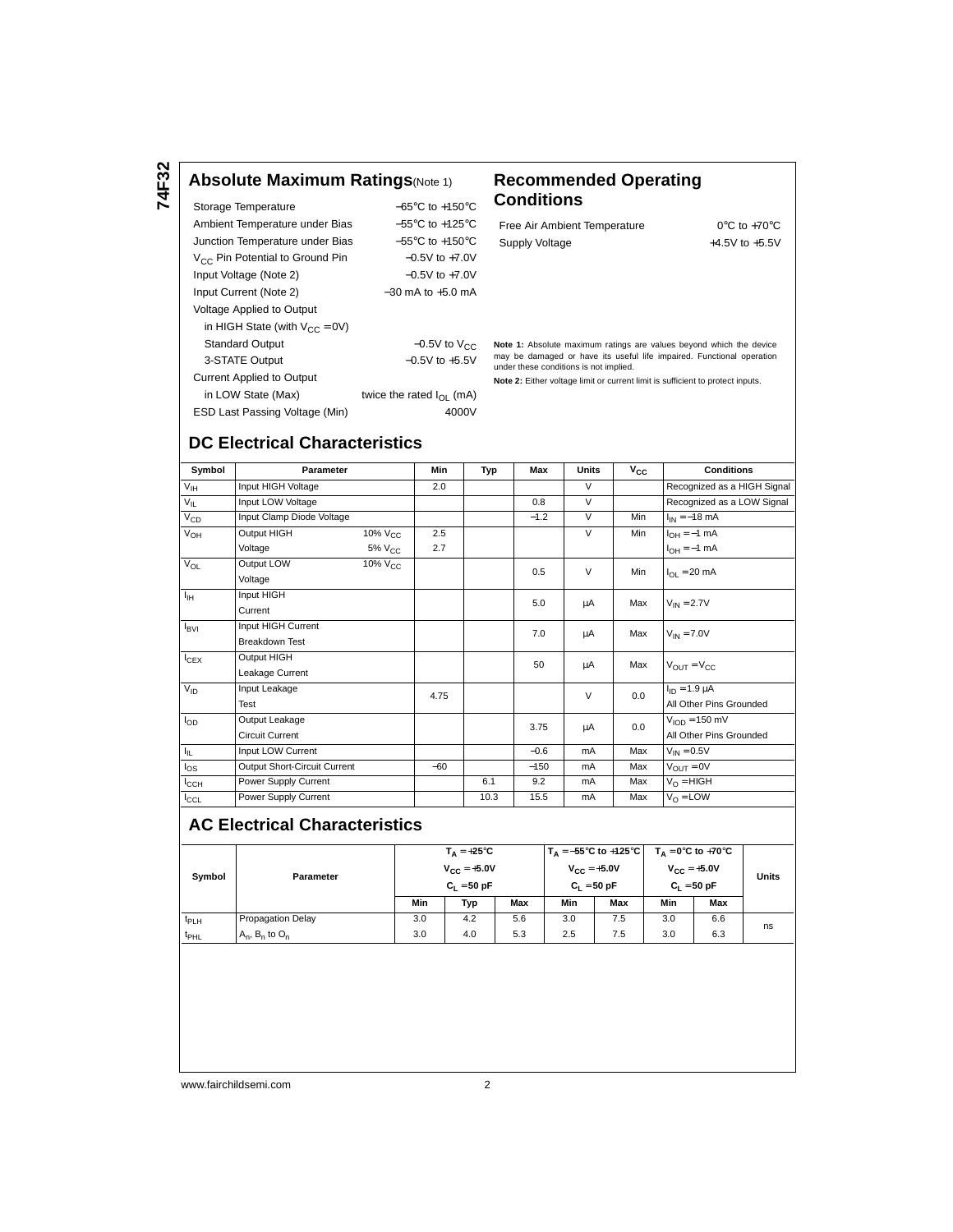## Absolute Maximum Ratings(Note 1)

| | |
|---|---|
| Storage Temperature | −65°C to +150°C |
| Ambient Temperature under Bias | −55°C to +125°C |
| Junction Temperature under Bias | −55°C to +150°C |
| $V_{CC}$ Pin Potential to Ground Pin | −0.5V to +7.0V |
| Input Voltage (Note 2) | −0.5V to +7.0V |
| Input Current (Note 2) | −30 mA to +5.0 mA |
| Voltage Applied to Output | |
| in HIGH State (with $V_{CC}$ = 0V) | |
| Standard Output | −0.5V to $V_{CC}$ |
| 3-STATE Output | −0.5V to +5.5V |
| Current Applied to Output | |
| in LOW State (Max) | twice the rated $I_{OL}$ (mA) |
| ESD Last Passing Voltage (Min) | 4000V |

## Recommended Operating Conditions

| | |
|---|---|
| Free Air Ambient Temperature | 0°C to +70°C |
| Supply Voltage | +4.5V to +5.5V |

**Note 1:** Absolute maximum ratings are values beyond which the device may be damaged or have its useful life impaired. Functional operation under these conditions is not implied.

**Note 2:** Either voltage limit or current limit is sufficient to protect inputs.

## DC Electrical Characteristics

| Symbol | Parameter | | Min | Typ | Max | Units | $V_{CC}$ | Conditions |
|---|---|---|---|---|---|---|---|---|
| $V_{IH}$ | Input HIGH Voltage | | 2.0 | | | V | | Recognized as a HIGH Signal |
| $V_{IL}$ | Input LOW Voltage | | | | 0.8 | V | | Recognized as a LOW Signal |
| $V_{CD}$ | Input Clamp Diode Voltage | | | | −1.2 | V | Min | $I_{IN}$ = −18 mA |
| $V_{OH}$ | Output HIGH Voltage | 10% $V_{CC}$ | 2.5 | | | V | Min | $I_{OH}$ = −1 mA |
| | | 5% $V_{CC}$ | 2.7 | | | | | $I_{OH}$ = −1 mA |
| $V_{OL}$ | Output LOW Voltage | 10% $V_{CC}$ | | | 0.5 | V | Min | $I_{OL}$ = 20 mA |
| $I_{IH}$ | Input HIGH Current | | | | 5.0 | µA | Max | $V_{IN}$ = 2.7V |
| $I_{BVI}$ | Input HIGH Current Breakdown Test | | | | 7.0 | µA | Max | $V_{IN}$ = 7.0V |
| $I_{CEX}$ | Output HIGH Leakage Current | | | | 50 | µA | Max | $V_{OUT}$ = $V_{CC}$ |
| $V_{ID}$ | Input Leakage Test | | 4.75 | | | V | 0.0 | $I_{ID}$ = 1.9 µA All Other Pins Grounded |
| $I_{OD}$ | Output Leakage Circuit Current | | | | 3.75 | µA | 0.0 | $V_{IOD}$ = 150 mV All Other Pins Grounded |
| $I_{IL}$ | Input LOW Current | | | | −0.6 | mA | Max | $V_{IN}$ = 0.5V |
| $I_{OS}$ | Output Short-Circuit Current | | −60 | | −150 | mA | Max | $V_{OUT}$ = 0V |
| $I_{CCH}$ | Power Supply Current | | | 6.1 | 9.2 | mA | Max | $V_O$ = HIGH |
| $I_{CCL}$ | Power Supply Current | | | 10.3 | 15.5 | mA | Max | $V_O$ = LOW |

## AC Electrical Characteristics

| Symbol | Parameter | $T_A$ = +25°C, $V_{CC}$ = +5.0V, $C_L$ = 50 pF | | | $T_A$ = −55°C to +125°C, $V_{CC}$ = +5.0V, $C_L$ = 50 pF | | $T_A$ = 0°C to +70°C, $V_{CC}$ = +5.0V, $C_L$ = 50 pF | | Units |
|---|---|---|---|---|---|---|---|---|---|
| | | Min | Typ | Max | Min | Max | Min | Max | |
| $t_{PLH}$ | Propagation Delay | 3.0 | 4.2 | 5.6 | 3.0 | 7.5 | 3.0 | 6.6 | ns |
| $t_{PHL}$ | $A_n$, $B_n$ to $O_n$ | 3.0 | 4.0 | 5.3 | 2.5 | 7.5 | 3.0 | 6.3 | |